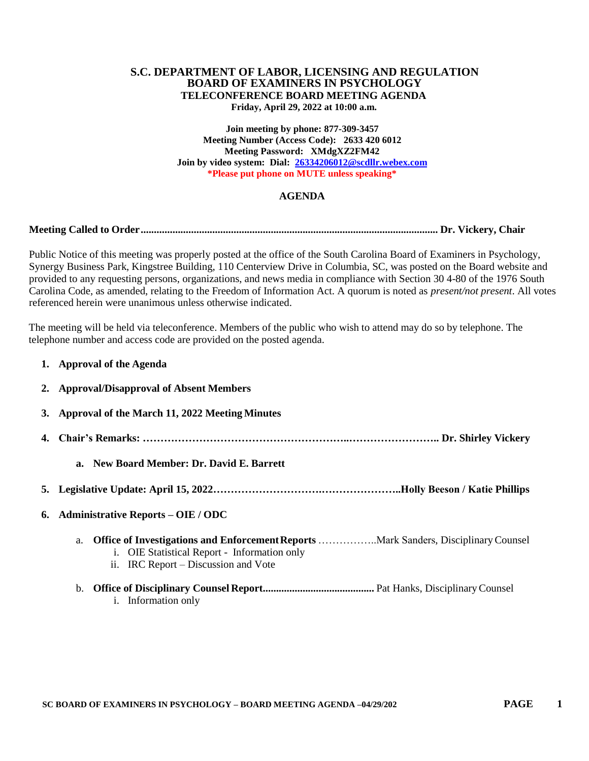# S.C. DEPARTMENT OF LABOR, LICENSING AND REGULATION
## BOARD OF EXAMINERS IN PSYCHOLOGY
### TELECONFERENCE BOARD MEETING AGENDA
**Friday, April 29, 2022 at 10:00 a.m.**

**Join meeting by phone: 877-309-3457**
**Meeting Number (Access Code): 2633 420 6012**
**Meeting Password: XMdgXZ2FM42**
**Join by video system: Dial: 26334206012@scdllr.webex.com**
**\*Please put phone on MUTE unless speaking\***

## AGENDA

**Meeting Called to Order............................................................................................................. Dr. Vickery, Chair**

Public Notice of this meeting was properly posted at the office of the South Carolina Board of Examiners in Psychology, Synergy Business Park, Kingstree Building, 110 Centerview Drive in Columbia, SC, was posted on the Board website and provided to any requesting persons, organizations, and news media in compliance with Section 30 4-80 of the 1976 South Carolina Code, as amended, relating to the Freedom of Information Act. A quorum is noted as *present/not present*. All votes referenced herein were unanimous unless otherwise indicated.

The meeting will be held via teleconference. Members of the public who wish to attend may do so by telephone. The telephone number and access code are provided on the posted agenda.

1. **Approval of the Agenda**

2. **Approval/Disapproval of Absent Members**

3. **Approval of the March 11, 2022 Meeting Minutes**

4. **Chair's Remarks: ………………………………………………..…………………….. Dr. Shirley Vickery**

    a. **New Board Member: Dr. David E. Barrett**

5. **Legislative Update: April 15, 2022………………………….…………………..Holly Beeson / Katie Phillips**

6. **Administrative Reports – OIE / ODC**

    a. **Office of Investigations and Enforcement Reports** ……………..Mark Sanders, Disciplinary Counsel
        i. OIE Statistical Report - Information only
        ii. IRC Report – Discussion and Vote

    b. **Office of Disciplinary Counsel Report..........................................** Pat Hanks, Disciplinary Counsel
        i. Information only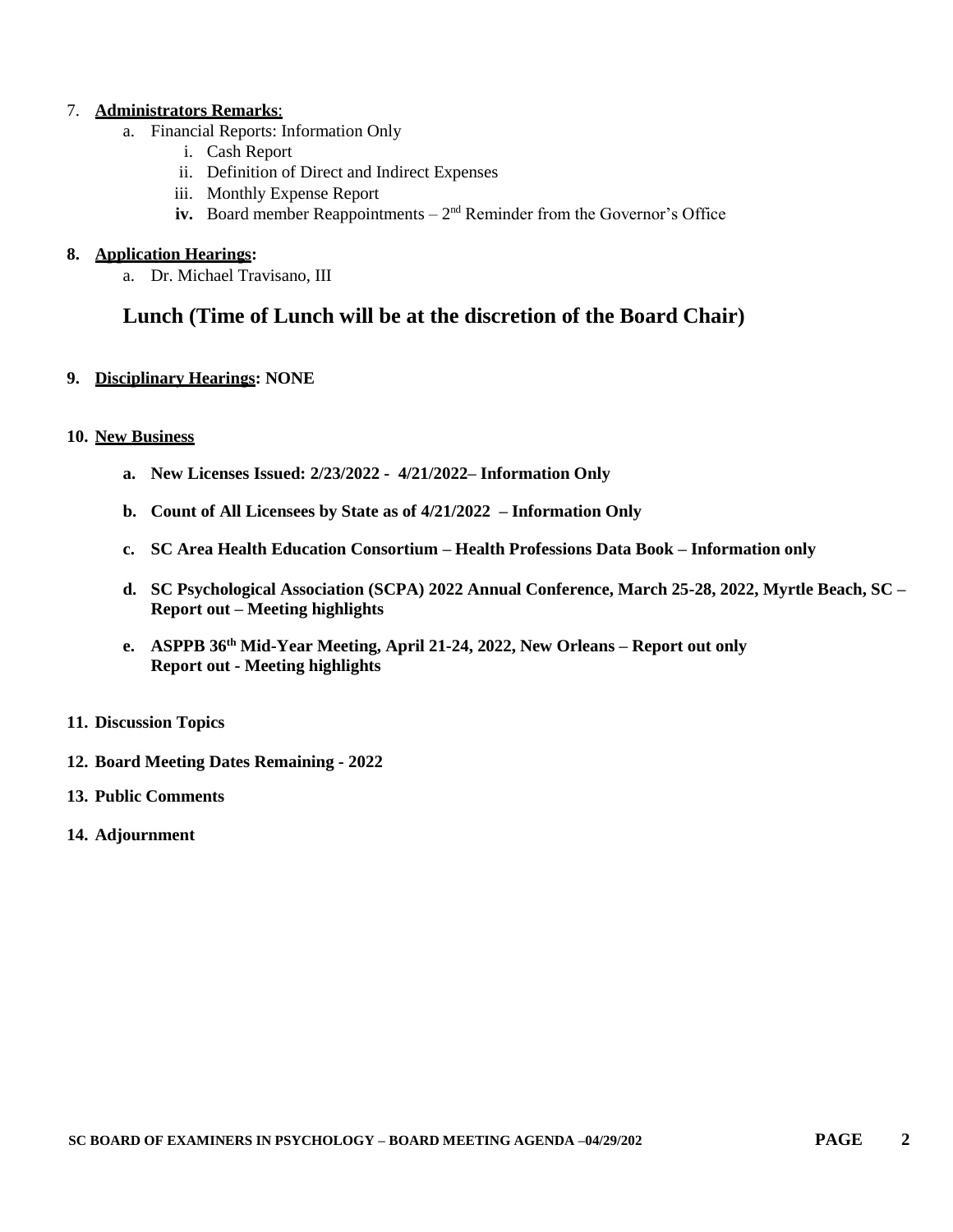7. **Administrators Remarks**:
    a. Financial Reports: Information Only
        i. Cash Report
        ii. Definition of Direct and Indirect Expenses
        iii. Monthly Expense Report
        **iv.** Board member Reappointments – 2nd Reminder from the Governor's Office

**8. Application Hearings:**
    a. Dr. Michael Travisano, III

## Lunch (Time of Lunch will be at the discretion of the Board Chair)

**9. Disciplinary Hearings: NONE**

**10. New Business**

   **a. New Licenses Issued: 2/23/2022 - 4/21/2022– Information Only**

   **b. Count of All Licensees by State as of 4/21/2022 – Information Only**

   **c. SC Area Health Education Consortium – Health Professions Data Book – Information only**

   **d. SC Psychological Association (SCPA) 2022 Annual Conference, March 25-28, 2022, Myrtle Beach, SC – Report out – Meeting highlights**

   **e. ASPPB 36th Mid-Year Meeting, April 21-24, 2022, New Orleans – Report out only
   Report out - Meeting highlights**

**11. Discussion Topics**

**12. Board Meeting Dates Remaining - 2022**

**13. Public Comments**

**14. Adjournment**